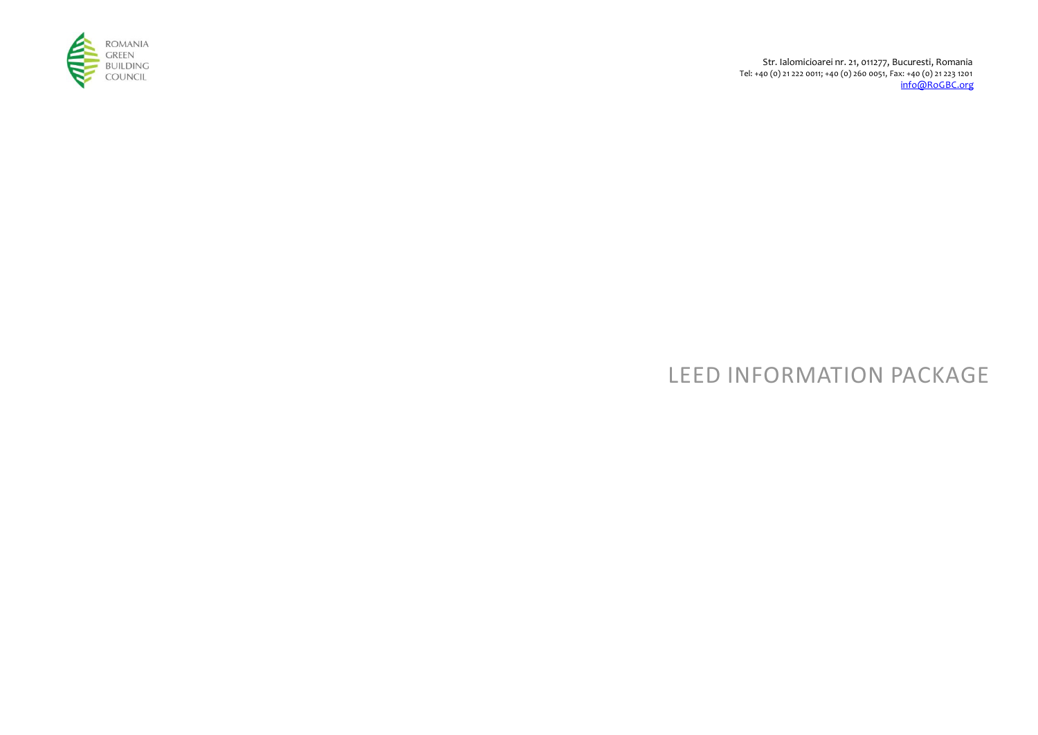ROMANIA
GREEN
BUILDING
COUNCIL

Str. Ialomicioarei nr. 21, 011277, Bucuresti, Romania
Tel: +40 (0) 21 222 0011; +40 (0) 260 0051, Fax: +40 (0) 21 223 1201
info@RoGBC.org

# LEED INFORMATION PACKAGE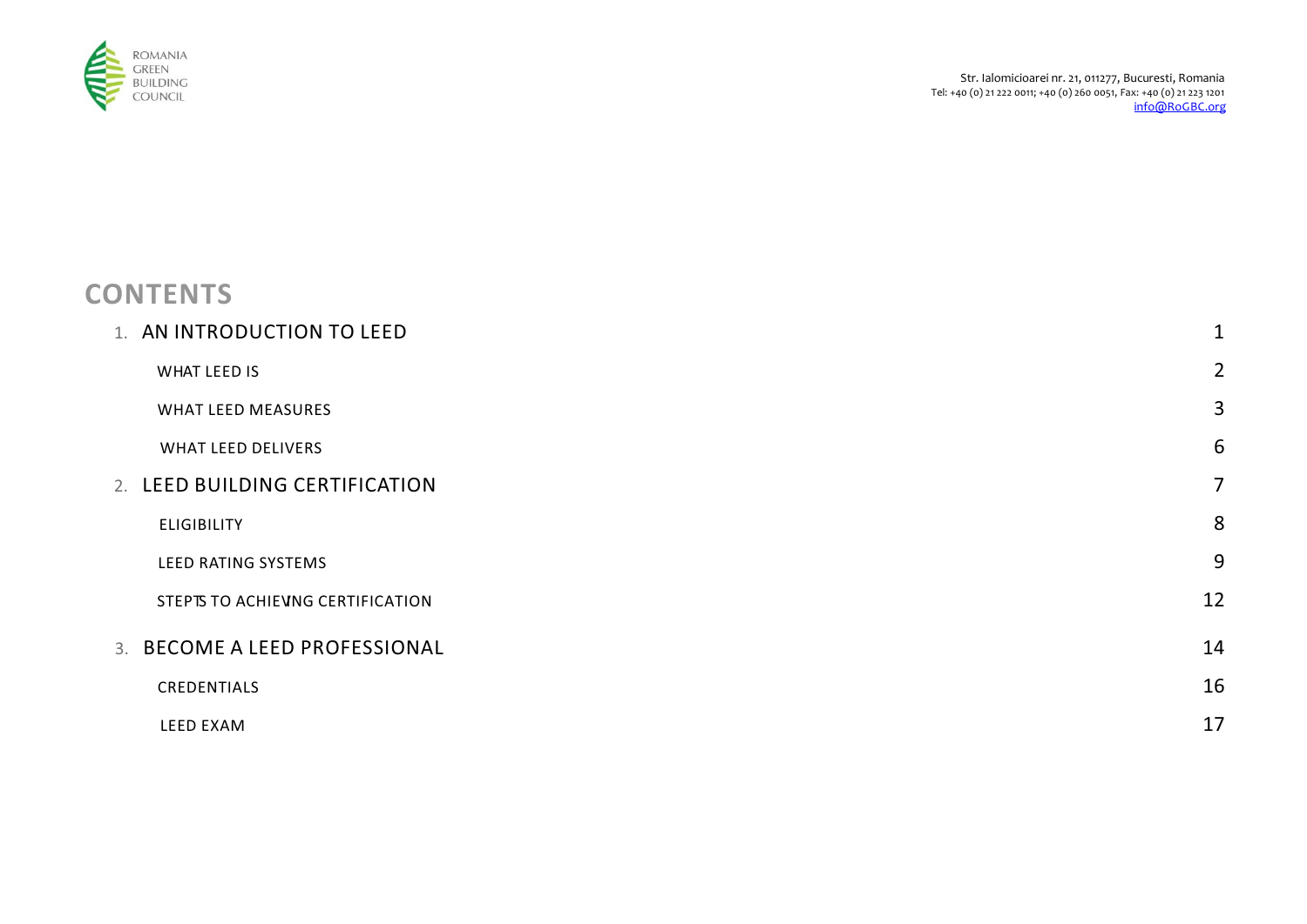ROMANIA GREEN BUILDING COUNCIL

Str. Ialomicioarei nr. 21, 011277, Bucuresti, Romania
Tel: +40 (0) 21 222 0011; +40 (0) 260 0051, Fax: +40 (0) 21 223 1201
info@RoGBC.org

# CONTENTS

| | |
|---|---|
| 1. AN INTRODUCTION TO LEED | 1 |
| WHAT LEED IS | 2 |
| WHAT LEED MEASURES | 3 |
| WHAT LEED DELIVERS | 6 |
| 2. LEED BUILDING CERTIFICATION | 7 |
| ELIGIBILITY | 8 |
| LEED RATING SYSTEMS | 9 |
| STEPTS TO ACHIEVING CERTIFICATION | 12 |
| 3. BECOME A LEED PROFESSIONAL | 14 |
| CREDENTIALS | 16 |
| LEED EXAM | 17 |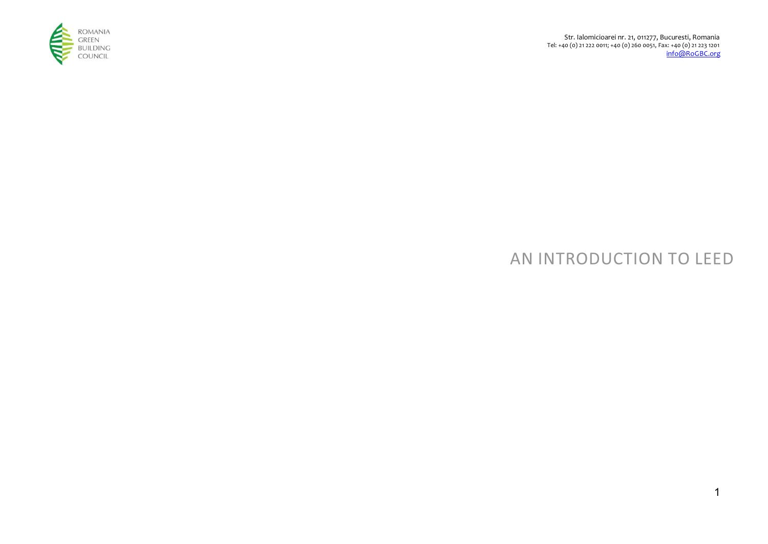ROMANIA GREEN BUILDING COUNCIL

Str. Ialomicioarei nr. 21, 011277, Bucuresti, Romania
Tel: +40 (0) 21 222 0011; +40 (0) 260 0051, Fax: +40 (0) 21 223 1201
info@RoGBC.org

# AN INTRODUCTION TO LEED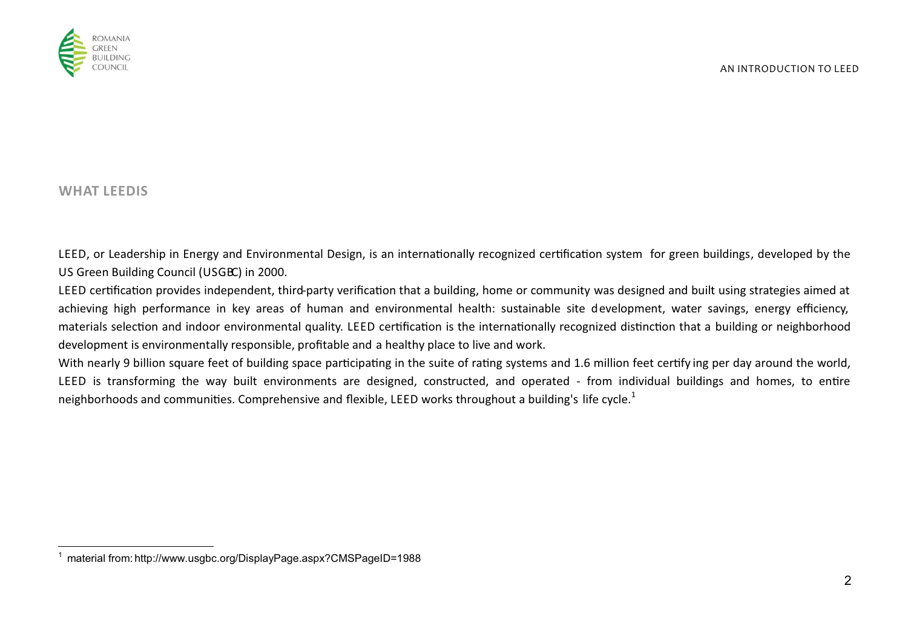## WHAT LEEDIS

LEED, or Leadership in Energy and Environmental Design, is an internationally recognized certification system for green buildings, developed by the US Green Building Council (USGBC) in 2000.

LEED certification provides independent, third-party verification that a building, home or community was designed and built using strategies aimed at achieving high performance in key areas of human and environmental health: sustainable site development, water savings, energy efficiency, materials selection and indoor environmental quality. LEED certification is the internationally recognized distinction that a building or neighborhood development is environmentally responsible, profitable and a healthy place to live and work.

With nearly 9 billion square feet of building space participating in the suite of rating systems and 1.6 million feet certifying per day around the world, LEED is transforming the way built environments are designed, constructed, and operated - from individual buildings and homes, to entire neighborhoods and communities. Comprehensive and flexible, LEED works throughout a building's life cycle.[1]

---

[1] material from: http://www.usgbc.org/DisplayPage.aspx?CMSPageID=1988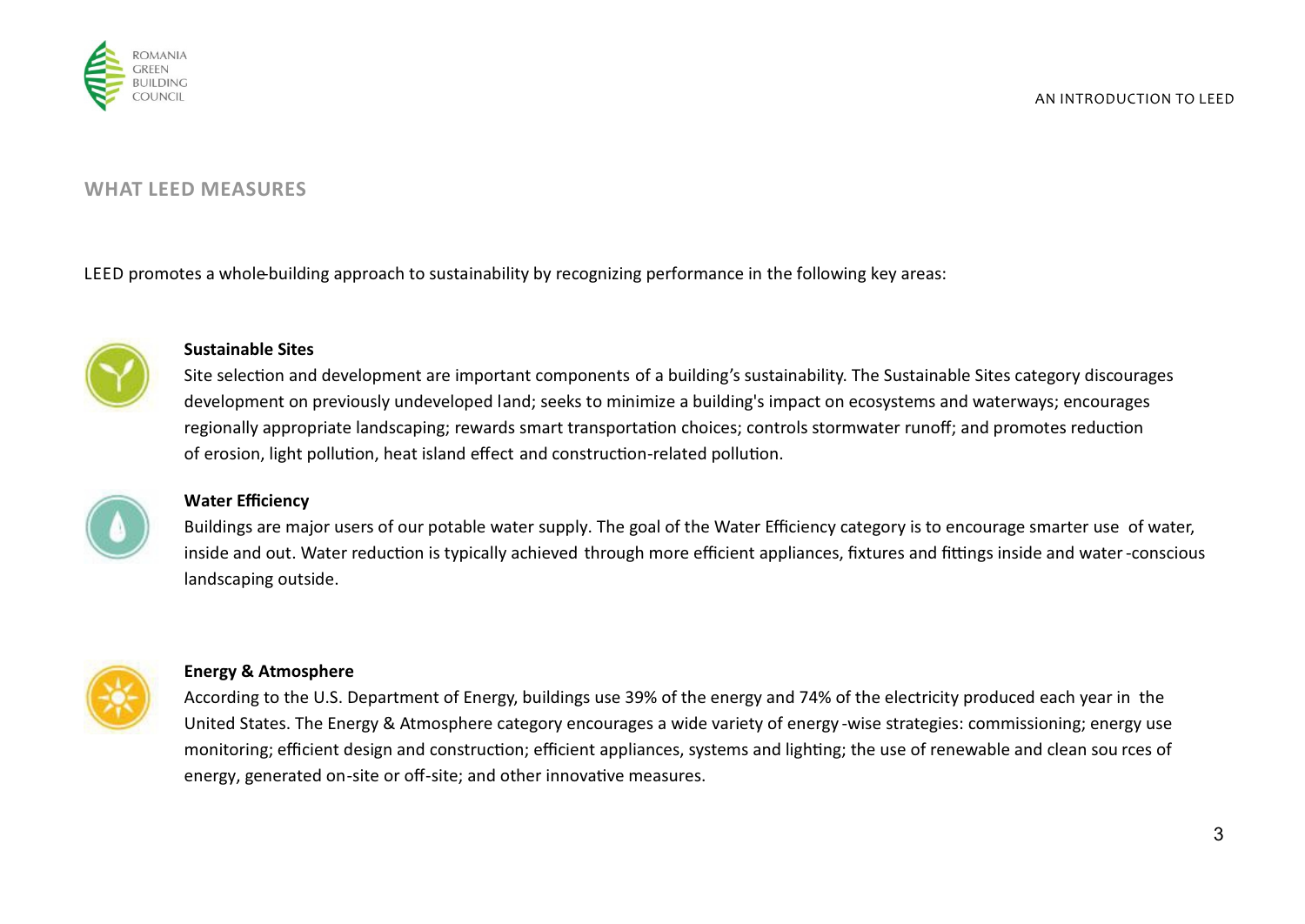## WHAT LEED MEASURES

LEED promotes a whole-building approach to sustainability by recognizing performance in the following key areas:

**Sustainable Sites**

Site selection and development are important components of a building's sustainability. The Sustainable Sites category discourages development on previously undeveloped land; seeks to minimize a building's impact on ecosystems and waterways; encourages regionally appropriate landscaping; rewards smart transportation choices; controls stormwater runoff; and promotes reduction of erosion, light pollution, heat island effect and construction-related pollution.

**Water Efficiency**

Buildings are major users of our potable water supply. The goal of the Water Efficiency category is to encourage smarter use of water, inside and out. Water reduction is typically achieved through more efficient appliances, fixtures and fittings inside and water-conscious landscaping outside.

**Energy & Atmosphere**

According to the U.S. Department of Energy, buildings use 39% of the energy and 74% of the electricity produced each year in the United States. The Energy & Atmosphere category encourages a wide variety of energy-wise strategies: commissioning; energy use monitoring; efficient design and construction; efficient appliances, systems and lighting; the use of renewable and clean sources of energy, generated on-site or off-site; and other innovative measures.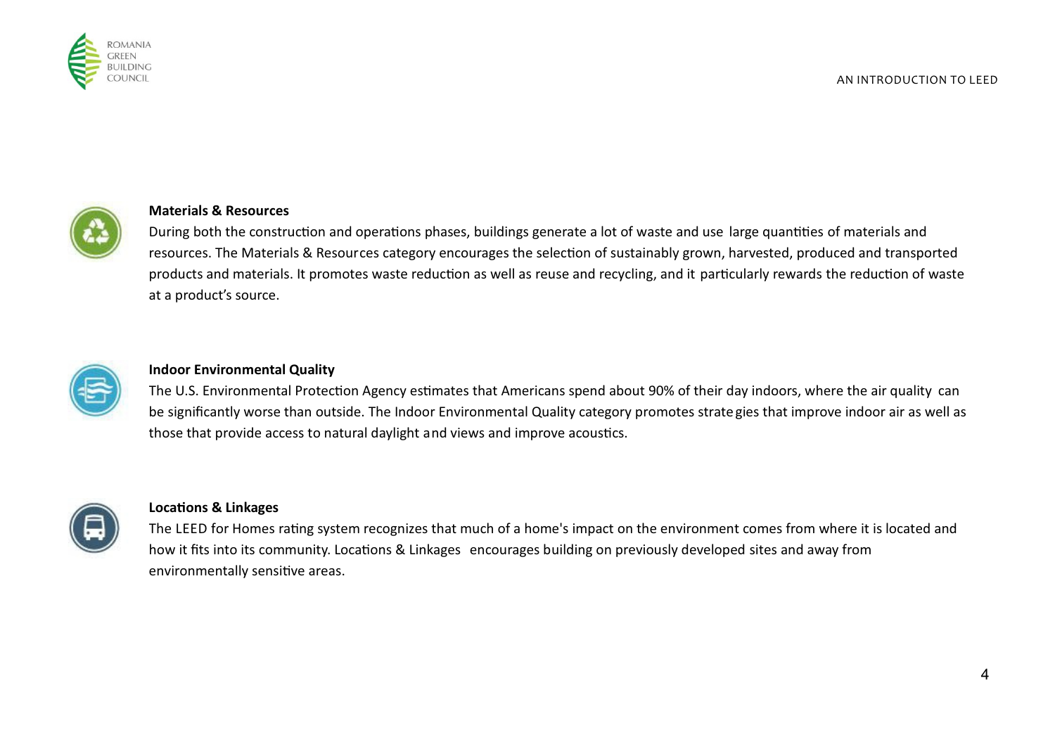### Materials & Resources

During both the construction and operations phases, buildings generate a lot of waste and use large quantities of materials and resources. The Materials & Resources category encourages the selection of sustainably grown, harvested, produced and transported products and materials. It promotes waste reduction as well as reuse and recycling, and it particularly rewards the reduction of waste at a product's source.

### Indoor Environmental Quality

The U.S. Environmental Protection Agency estimates that Americans spend about 90% of their day indoors, where the air quality can be significantly worse than outside. The Indoor Environmental Quality category promotes strategies that improve indoor air as well as those that provide access to natural daylight and views and improve acoustics.

### Locations & Linkages

The LEED for Homes rating system recognizes that much of a home's impact on the environment comes from where it is located and how it fits into its community. Locations & Linkages encourages building on previously developed sites and away from environmentally sensitive areas.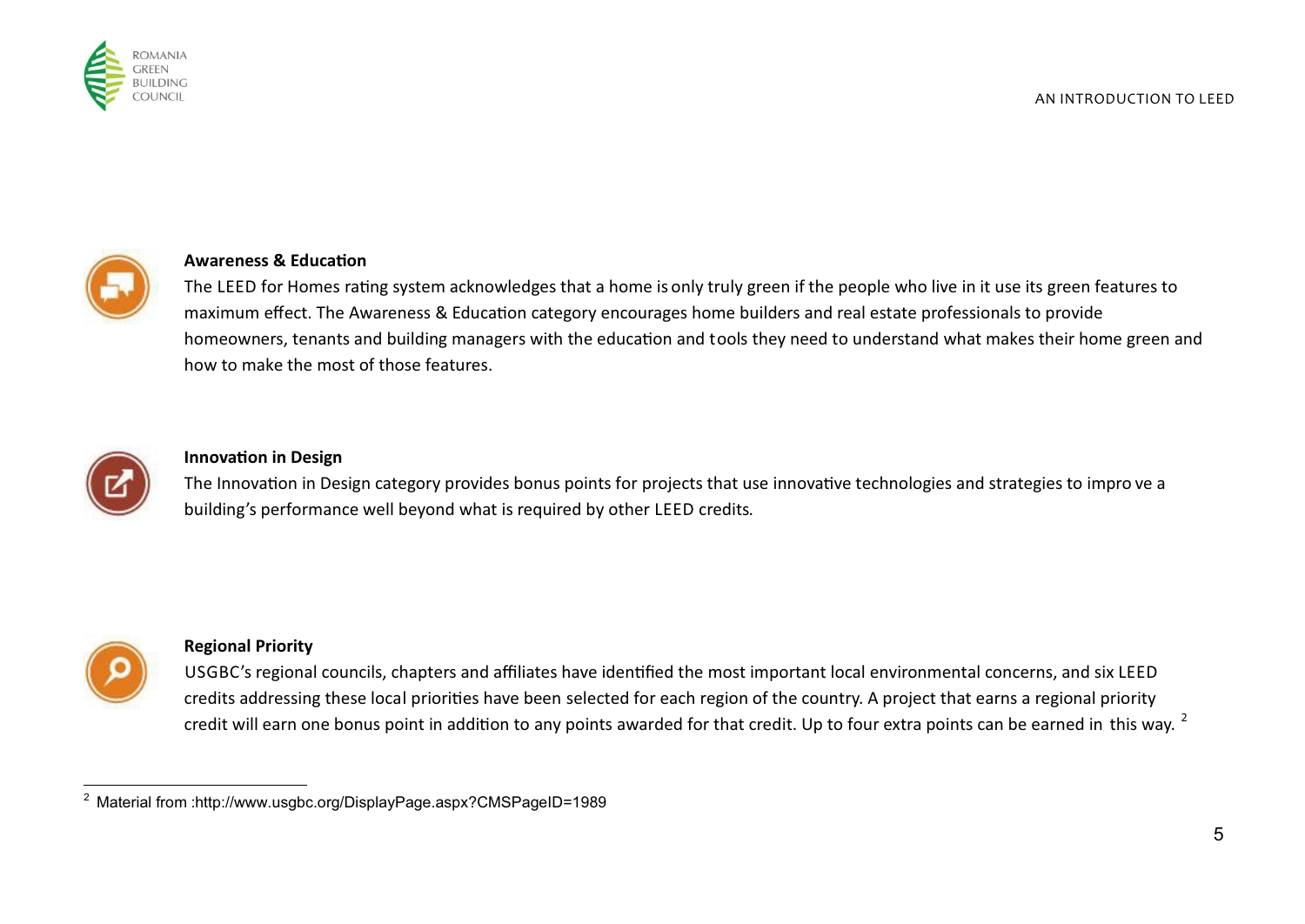**Awareness & Education**

The LEED for Homes rating system acknowledges that a home is only truly green if the people who live in it use its green features to maximum effect. The Awareness & Education category encourages home builders and real estate professionals to provide homeowners, tenants and building managers with the education and tools they need to understand what makes their home green and how to make the most of those features.

**Innovation in Design**

The Innovation in Design category provides bonus points for projects that use innovative technologies and strategies to impro ve a building's performance well beyond what is required by other LEED credits.

**Regional Priority**

USGBC's regional councils, chapters and affiliates have identified the most important local environmental concerns, and six LEED credits addressing these local priorities have been selected for each region of the country. A project that earns a regional priority credit will earn one bonus point in addition to any points awarded for that credit. Up to four extra points can be earned in this way. [2]

---

[2] Material from :http://www.usgbc.org/DisplayPage.aspx?CMSPageID=1989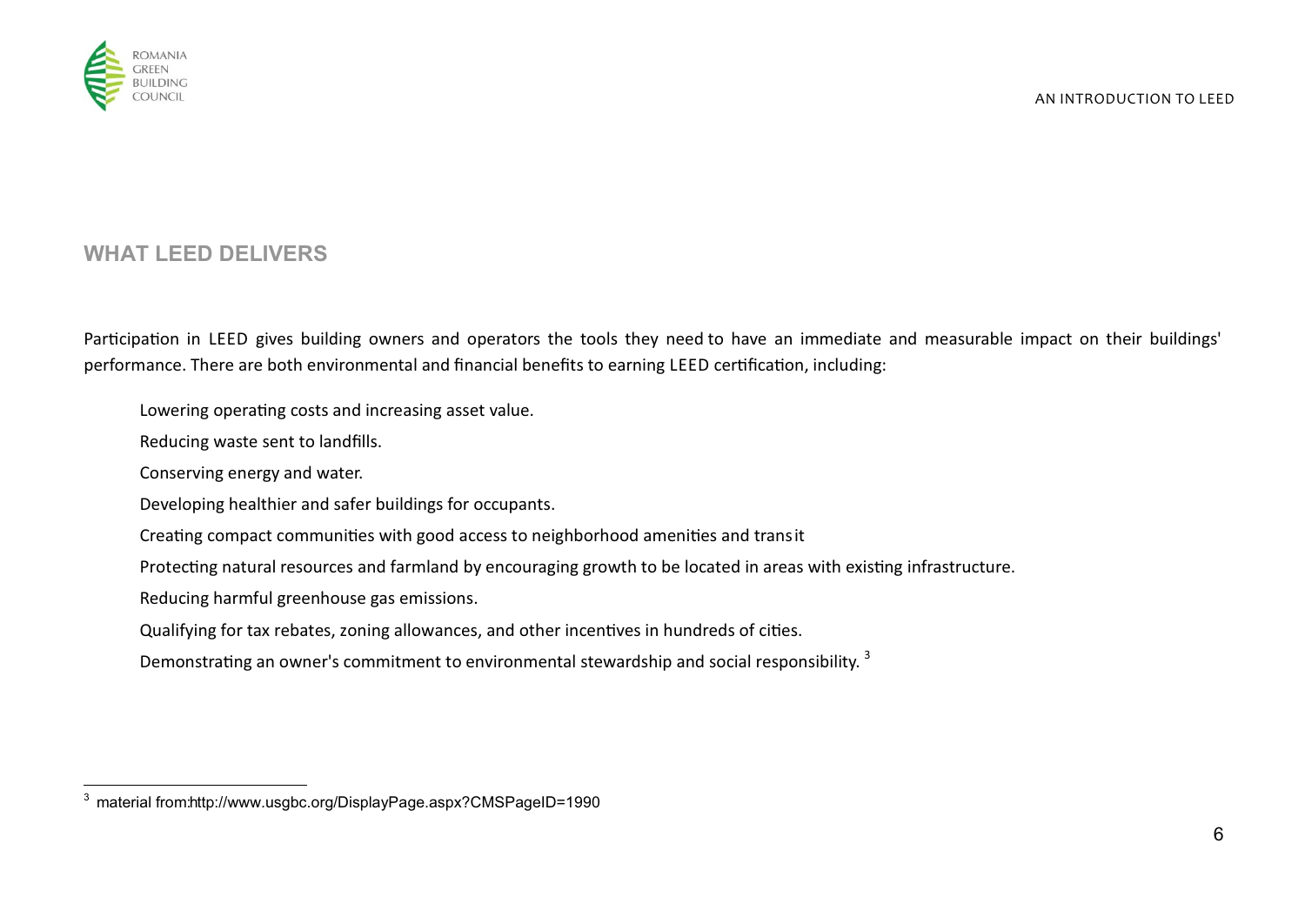## WHAT LEED DELIVERS

Participation in LEED gives building owners and operators the tools they need to have an immediate and measurable impact on their buildings' performance. There are both environmental and financial benefits to earning LEED certification, including:

- Lowering operating costs and increasing asset value.
- Reducing waste sent to landfills.
- Conserving energy and water.
- Developing healthier and safer buildings for occupants.
- Creating compact communities with good access to neighborhood amenities and transit
- Protecting natural resources and farmland by encouraging growth to be located in areas with existing infrastructure.
- Reducing harmful greenhouse gas emissions.
- Qualifying for tax rebates, zoning allowances, and other incentives in hundreds of cities.
- Demonstrating an owner's commitment to environmental stewardship and social responsibility. [3]

[3] material from:http://www.usgbc.org/DisplayPage.aspx?CMSPageID=1990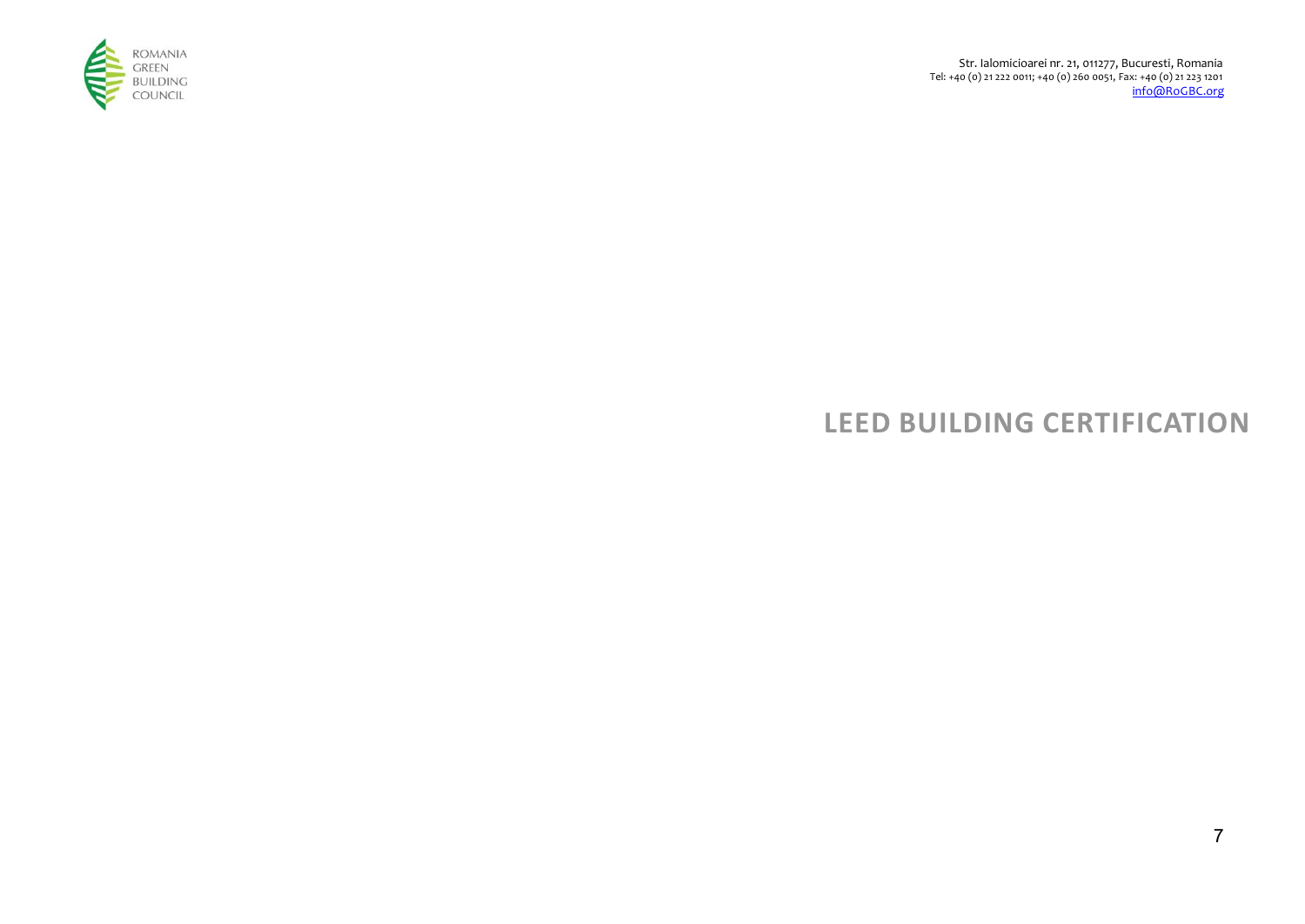# LEED BUILDING CERTIFICATION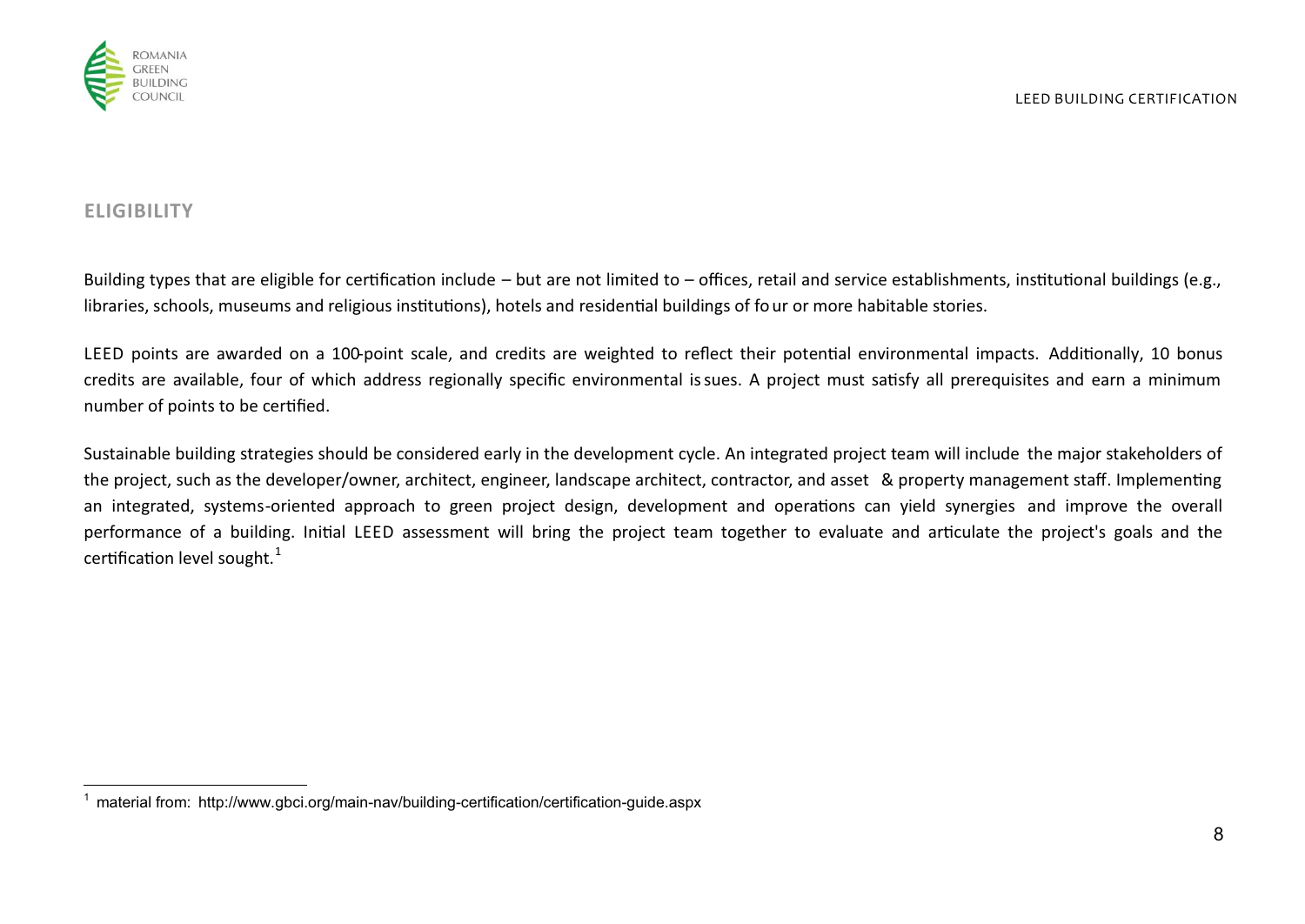## ELIGIBILITY

Building types that are eligible for certification include – but are not limited to – offices, retail and service establishments, institutional buildings (e.g., libraries, schools, museums and religious institutions), hotels and residential buildings of four or more habitable stories.

LEED points are awarded on a 100-point scale, and credits are weighted to reflect their potential environmental impacts. Additionally, 10 bonus credits are available, four of which address regionally specific environmental issues. A project must satisfy all prerequisites and earn a minimum number of points to be certified.

Sustainable building strategies should be considered early in the development cycle. An integrated project team will include the major stakeholders of the project, such as the developer/owner, architect, engineer, landscape architect, contractor, and asset & property management staff. Implementing an integrated, systems-oriented approach to green project design, development and operations can yield synergies and improve the overall performance of a building. Initial LEED assessment will bring the project team together to evaluate and articulate the project's goals and the certification level sought.[1]

[1] material from: http://www.gbci.org/main-nav/building-certification/certification-guide.aspx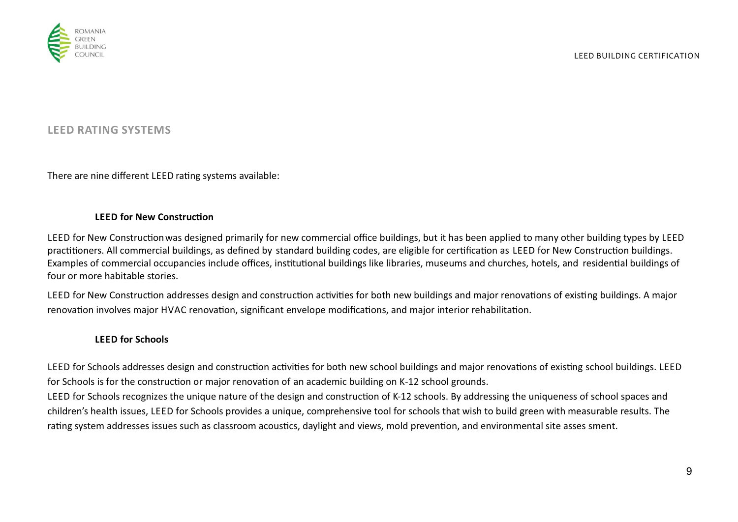## LEED RATING SYSTEMS

There are nine different LEED rating systems available:

### LEED for New Construction

LEED for New Construction was designed primarily for new commercial office buildings, but it has been applied to many other building types by LEED practitioners. All commercial buildings, as defined by standard building codes, are eligible for certification as LEED for New Construction buildings. Examples of commercial occupancies include offices, institutional buildings like libraries, museums and churches, hotels, and residential buildings of four or more habitable stories.

LEED for New Construction addresses design and construction activities for both new buildings and major renovations of existing buildings. A major renovation involves major HVAC renovation, significant envelope modifications, and major interior rehabilitation.

### LEED for Schools

LEED for Schools addresses design and construction activities for both new school buildings and major renovations of existing school buildings. LEED for Schools is for the construction or major renovation of an academic building on K-12 school grounds.

LEED for Schools recognizes the unique nature of the design and construction of K-12 schools. By addressing the uniqueness of school spaces and children's health issues, LEED for Schools provides a unique, comprehensive tool for schools that wish to build green with measurable results. The rating system addresses issues such as classroom acoustics, daylight and views, mold prevention, and environmental site asses sment.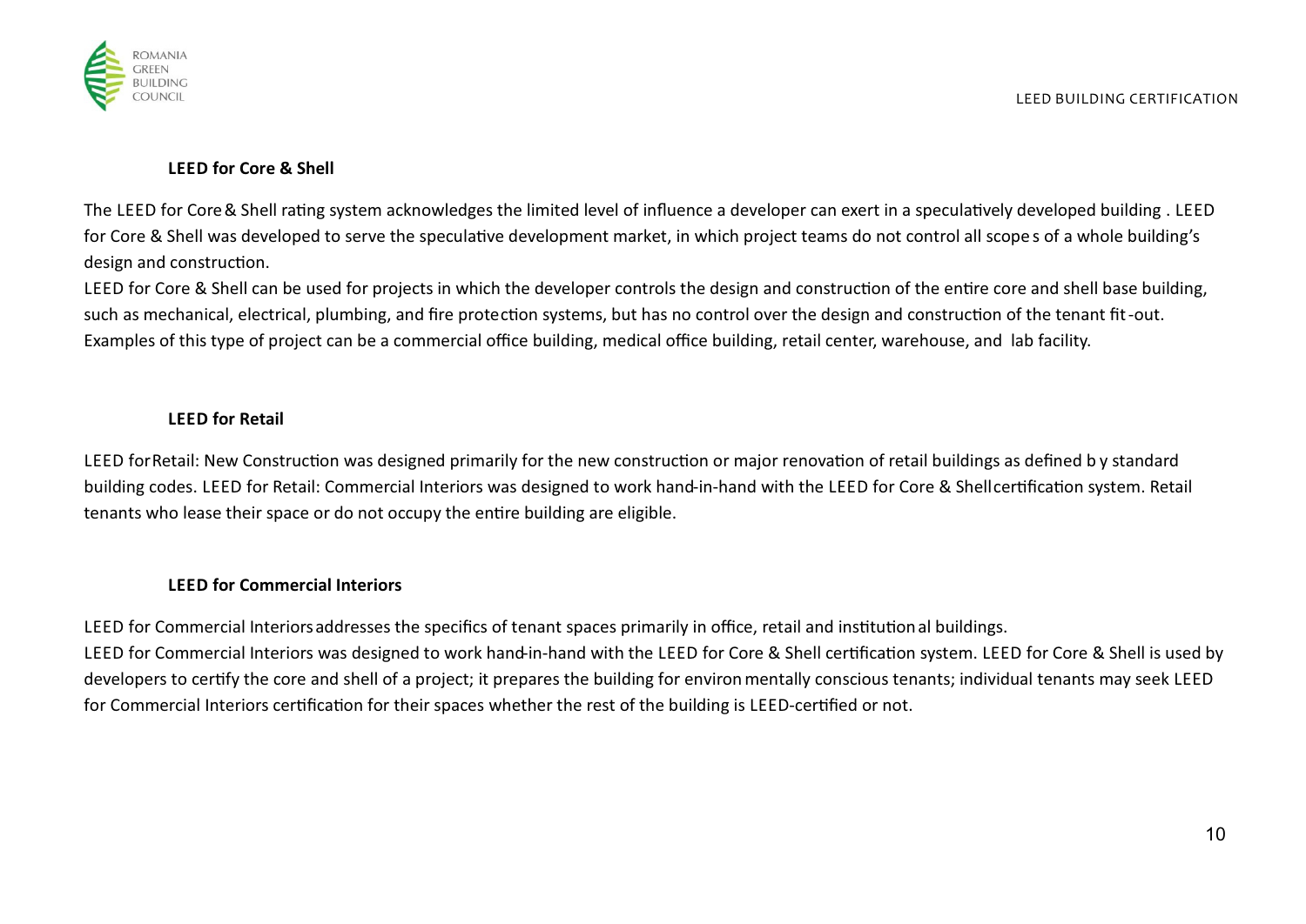### LEED for Core & Shell

The LEED for Core & Shell rating system acknowledges the limited level of influence a developer can exert in a speculatively developed building . LEED for Core & Shell was developed to serve the speculative development market, in which project teams do not control all scopes of a whole building's design and construction.

LEED for Core & Shell can be used for projects in which the developer controls the design and construction of the entire core and shell base building, such as mechanical, electrical, plumbing, and fire protection systems, but has no control over the design and construction of the tenant fit-out. Examples of this type of project can be a commercial office building, medical office building, retail center, warehouse, and lab facility.

### LEED for Retail

LEED for Retail: New Construction was designed primarily for the new construction or major renovation of retail buildings as defined by standard building codes. LEED for Retail: Commercial Interiors was designed to work hand-in-hand with the LEED for Core & Shell certification system. Retail tenants who lease their space or do not occupy the entire building are eligible.

### LEED for Commercial Interiors

LEED for Commercial Interiors addresses the specifics of tenant spaces primarily in office, retail and institutional buildings.

LEED for Commercial Interiors was designed to work hand-in-hand with the LEED for Core & Shell certification system. LEED for Core & Shell is used by developers to certify the core and shell of a project; it prepares the building for environmentally conscious tenants; individual tenants may seek LEED for Commercial Interiors certification for their spaces whether the rest of the building is LEED-certified or not.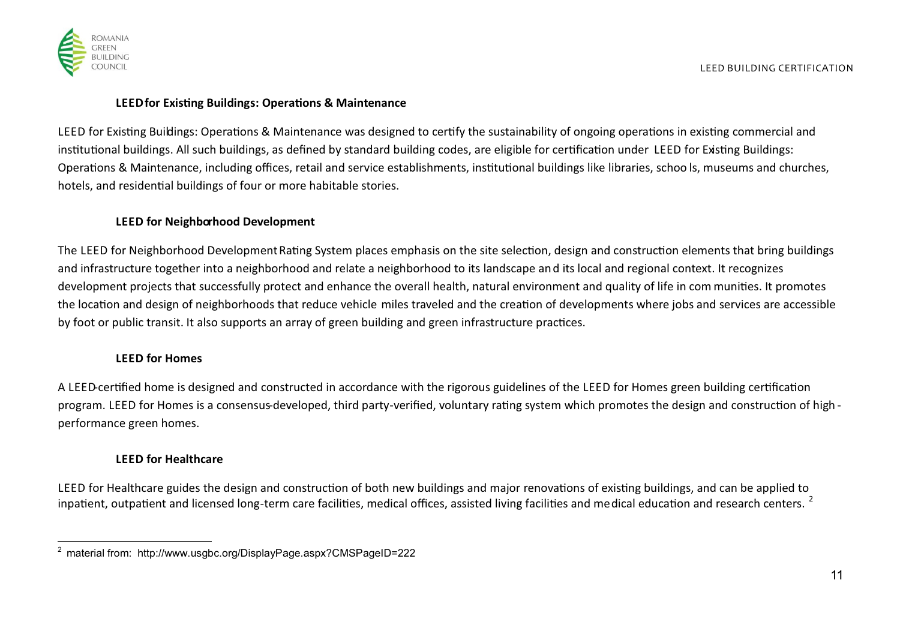### LEED for Existing Buildings: Operations & Maintenance

LEED for Existing Buildings: Operations & Maintenance was designed to certify the sustainability of ongoing operations in existing commercial and institutional buildings. All such buildings, as defined by standard building codes, are eligible for certification under LEED for Existing Buildings: Operations & Maintenance, including offices, retail and service establishments, institutional buildings like libraries, schools, museums and churches, hotels, and residential buildings of four or more habitable stories.

### LEED for Neighborhood Development

The LEED for Neighborhood Development Rating System places emphasis on the site selection, design and construction elements that bring buildings and infrastructure together into a neighborhood and relate a neighborhood to its landscape and its local and regional context. It recognizes development projects that successfully protect and enhance the overall health, natural environment and quality of life in communities. It promotes the location and design of neighborhoods that reduce vehicle miles traveled and the creation of developments where jobs and services are accessible by foot or public transit. It also supports an array of green building and green infrastructure practices.

### LEED for Homes

A LEED-certified home is designed and constructed in accordance with the rigorous guidelines of the LEED for Homes green building certification program. LEED for Homes is a consensus-developed, third party-verified, voluntary rating system which promotes the design and construction of high-performance green homes.

### LEED for Healthcare

LEED for Healthcare guides the design and construction of both new buildings and major renovations of existing buildings, and can be applied to inpatient, outpatient and licensed long-term care facilities, medical offices, assisted living facilities and medical education and research centers. [2]

[2] material from: http://www.usgbc.org/DisplayPage.aspx?CMSPageID=222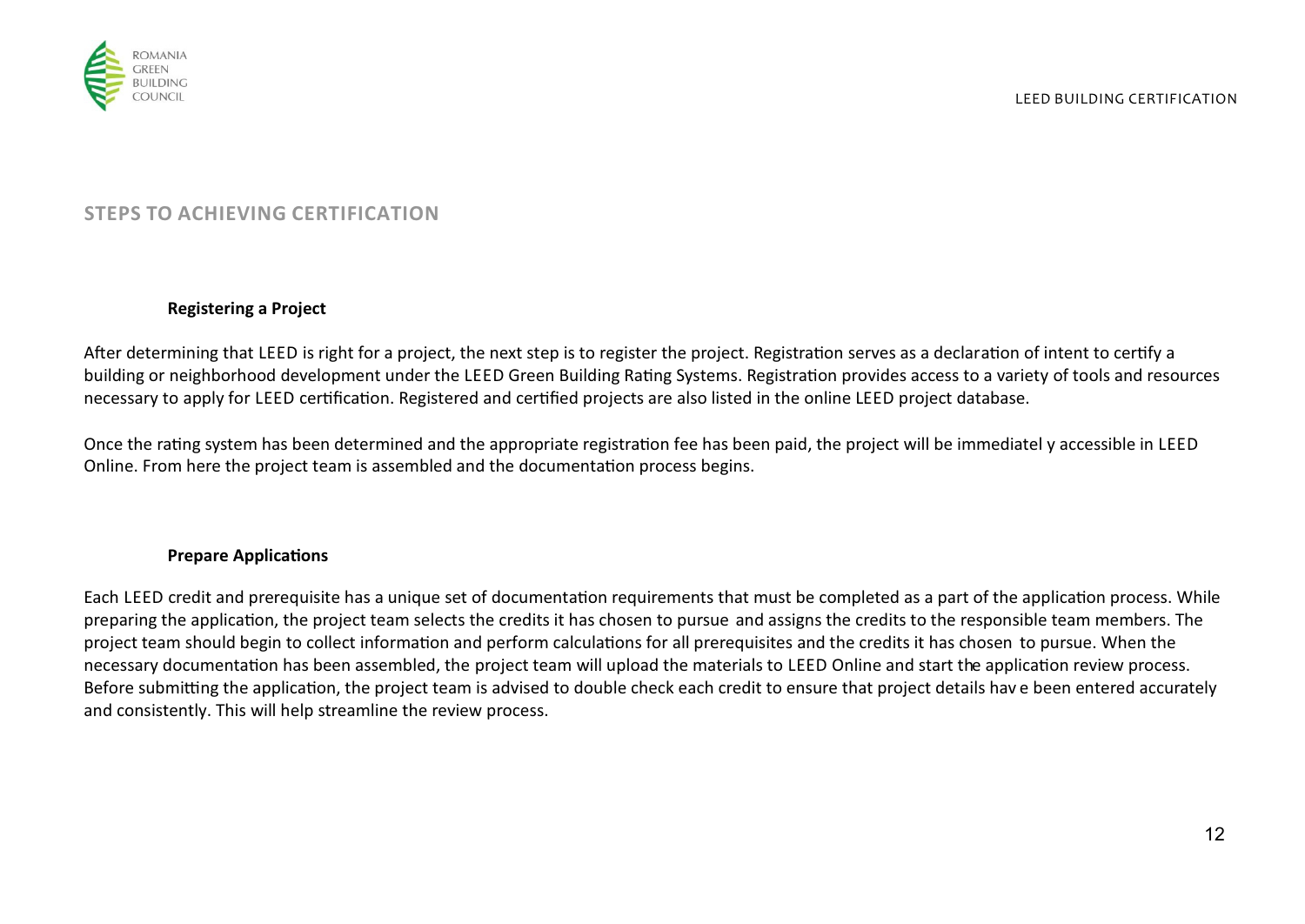## STEPS TO ACHIEVING CERTIFICATION

### Registering a Project

After determining that LEED is right for a project, the next step is to register the project. Registration serves as a declaration of intent to certify a building or neighborhood development under the LEED Green Building Rating Systems. Registration provides access to a variety of tools and resources necessary to apply for LEED certification. Registered and certified projects are also listed in the online LEED project database.

Once the rating system has been determined and the appropriate registration fee has been paid, the project will be immediatel y accessible in LEED Online. From here the project team is assembled and the documentation process begins.

### Prepare Applications

Each LEED credit and prerequisite has a unique set of documentation requirements that must be completed as a part of the application process. While preparing the application, the project team selects the credits it has chosen to pursue and assigns the credits to the responsible team members. The project team should begin to collect information and perform calculations for all prerequisites and the credits it has chosen to pursue. When the necessary documentation has been assembled, the project team will upload the materials to LEED Online and start the application review process. Before submitting the application, the project team is advised to double check each credit to ensure that project details hav e been entered accurately and consistently. This will help streamline the review process.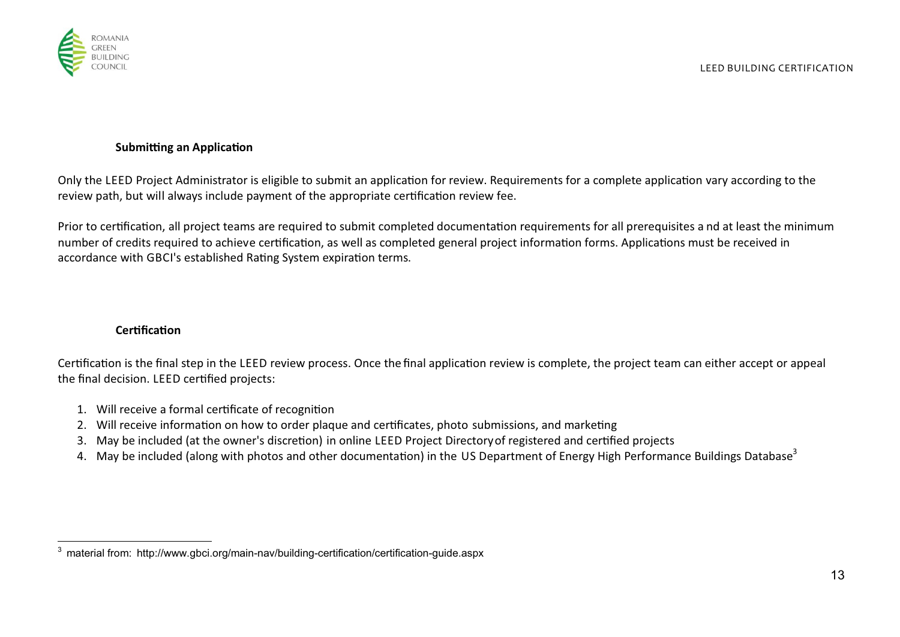**Submitting an Application**

Only the LEED Project Administrator is eligible to submit an application for review. Requirements for a complete application vary according to the review path, but will always include payment of the appropriate certification review fee.

Prior to certification, all project teams are required to submit completed documentation requirements for all prerequisites a nd at least the minimum number of credits required to achieve certification, as well as completed general project information forms. Applications must be received in accordance with GBCI's established Rating System expiration terms.

**Certification**

Certification is the final step in the LEED review process. Once the final application review is complete, the project team can either accept or appeal the final decision. LEED certified projects:

1. Will receive a formal certificate of recognition
2. Will receive information on how to order plaque and certificates, photo submissions, and marketing
3. May be included (at the owner's discretion) in online LEED Project Directory of registered and certified projects
4. May be included (along with photos and other documentation) in the US Department of Energy High Performance Buildings Database[3]

[3] material from: http://www.gbci.org/main-nav/building-certification/certification-guide.aspx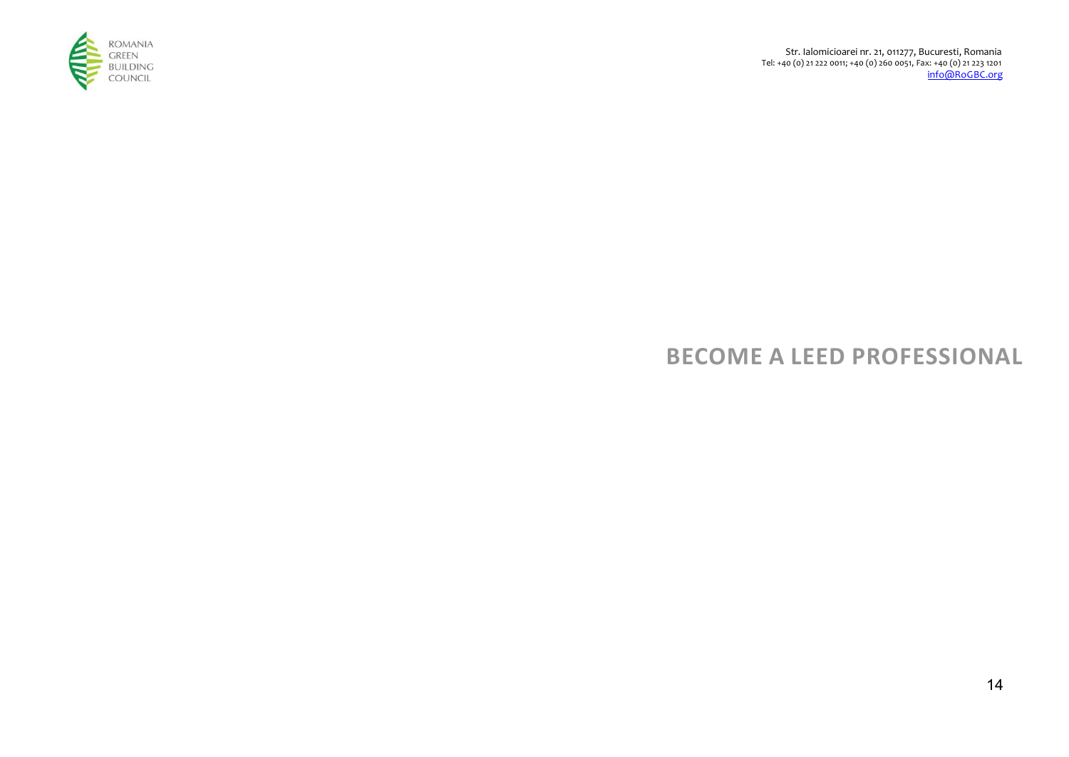# BECOME A LEED PROFESSIONAL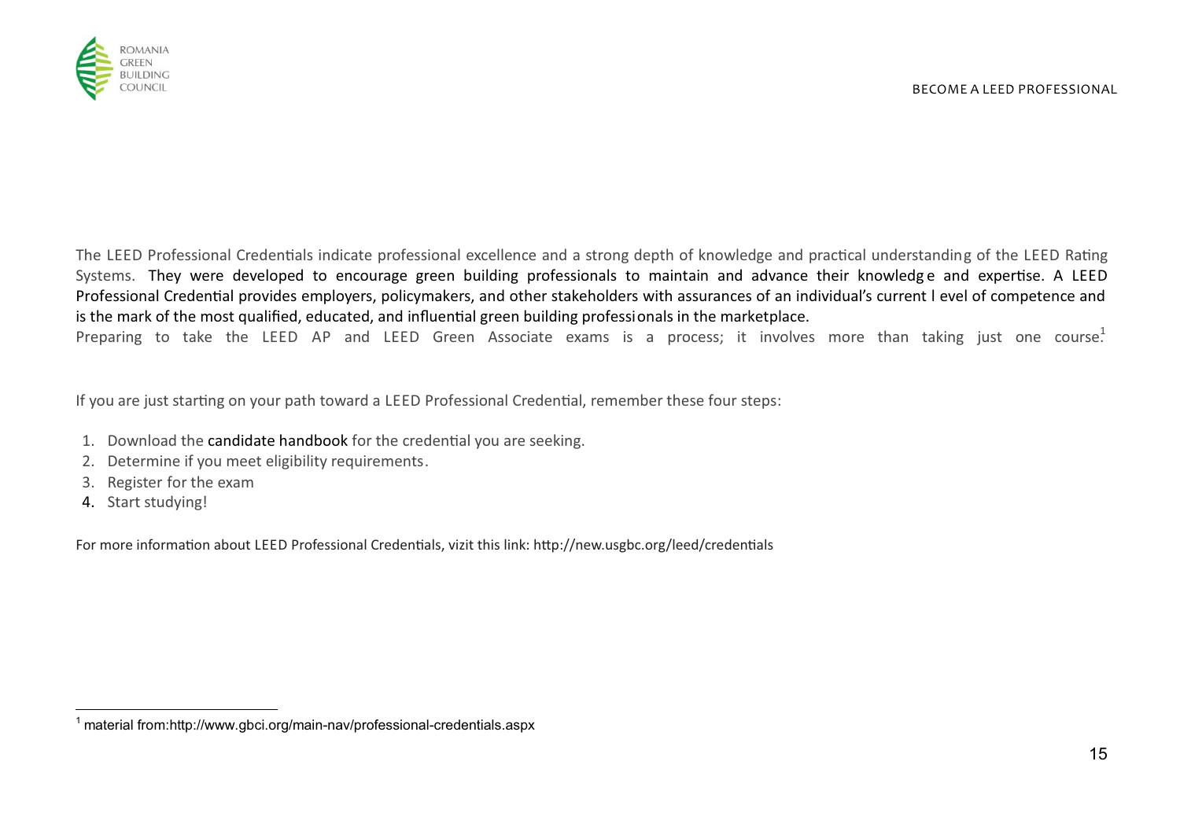The LEED Professional Credentials indicate professional excellence and a strong depth of knowledge and practical understanding of the LEED Rating Systems. They were developed to encourage green building professionals to maintain and advance their knowledge and expertise. A LEED Professional Credential provides employers, policymakers, and other stakeholders with assurances of an individual's current level of competence and is the mark of the most qualified, educated, and influential green building professionals in the marketplace.
Preparing to take the LEED AP and LEED Green Associate exams is a process; it involves more than taking just one course.[1]

If you are just starting on your path toward a LEED Professional Credential, remember these four steps:

1. Download the candidate handbook for the credential you are seeking.
2. Determine if you meet eligibility requirements.
3. Register for the exam
4. Start studying!

For more information about LEED Professional Credentials, vizit this link: http://new.usgbc.org/leed/credentials

[1] material from:http://www.gbci.org/main-nav/professional-credentials.aspx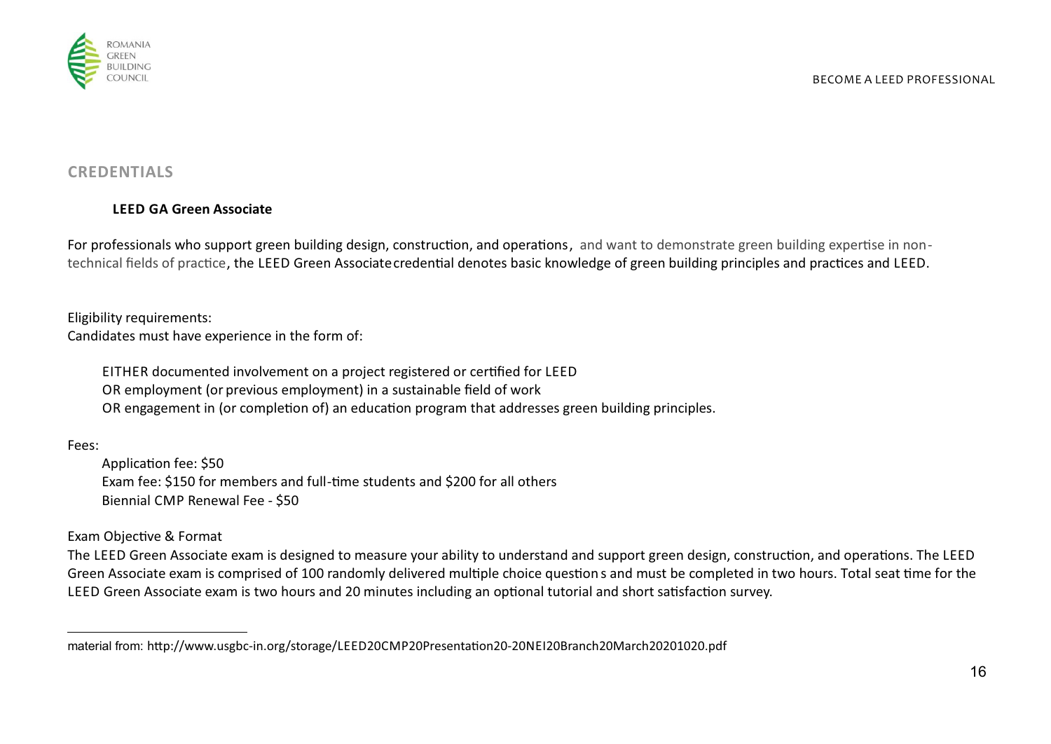## CREDENTIALS

### LEED GA Green Associate

For professionals who support green building design, construction, and operations, and want to demonstrate green building expertise in non-technical fields of practice, the LEED Green Associate credential denotes basic knowledge of green building principles and practices and LEED.

Eligibility requirements:
Candidates must have experience in the form of:

EITHER documented involvement on a project registered or certified for LEED
OR employment (or previous employment) in a sustainable field of work
OR engagement in (or completion of) an education program that addresses green building principles.

Fees:

Application fee: $50
Exam fee: $150 for members and full-time students and $200 for all others
Biennial CMP Renewal Fee - $50

Exam Objective & Format
The LEED Green Associate exam is designed to measure your ability to understand and support green design, construction, and operations. The LEED Green Associate exam is comprised of 100 randomly delivered multiple choice questions and must be completed in two hours. Total seat time for the LEED Green Associate exam is two hours and 20 minutes including an optional tutorial and short satisfaction survey.

---

material from: http://www.usgbc-in.org/storage/LEED20CMP20Presentation20-20NEI20Branch20March20201020.pdf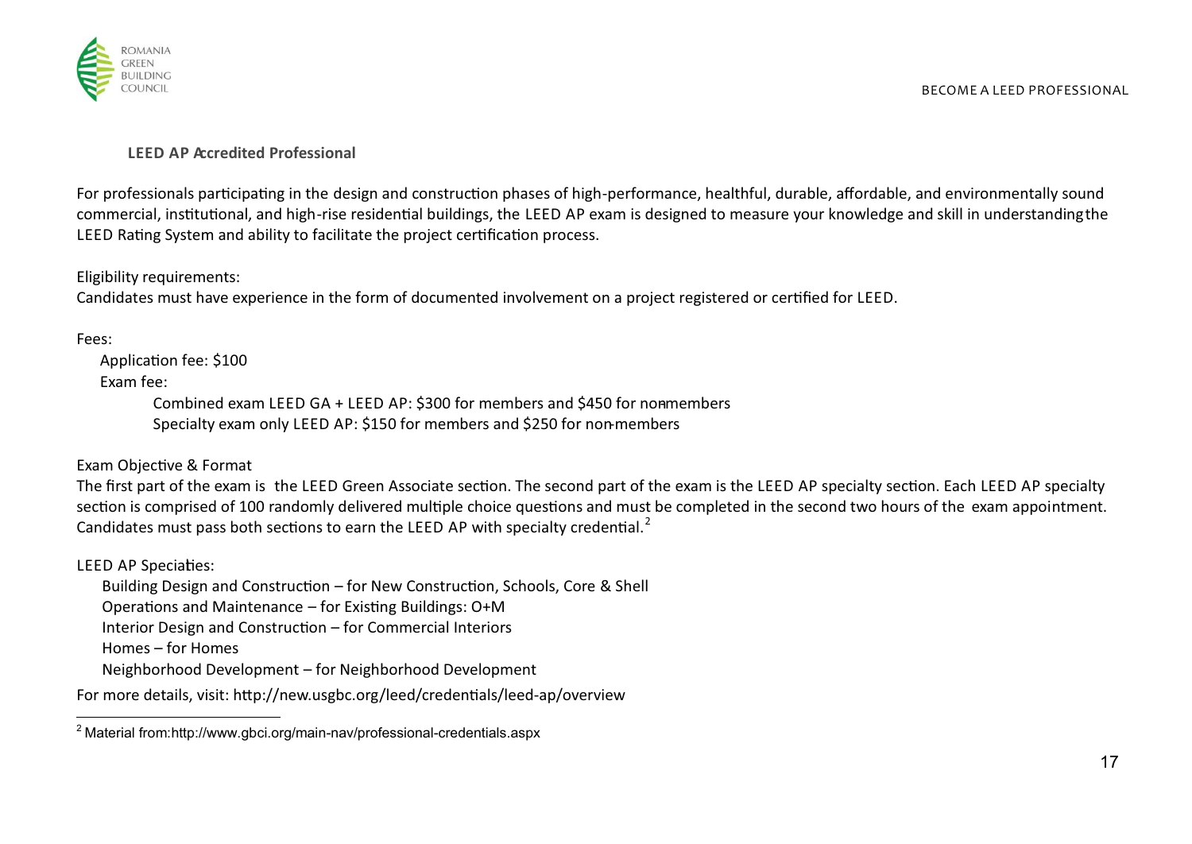### LEED AP Accredited Professional

For professionals participating in the design and construction phases of high-performance, healthful, durable, affordable, and environmentally sound commercial, institutional, and high-rise residential buildings, the LEED AP exam is designed to measure your knowledge and skill in understanding the LEED Rating System and ability to facilitate the project certification process.

Eligibility requirements:
Candidates must have experience in the form of documented involvement on a project registered or certified for LEED.

Fees:

- Application fee: $100
- Exam fee:
  - Combined exam LEED GA + LEED AP: $300 for members and $450 for non-members
  - Specialty exam only LEED AP: $150 for members and $250 for non-members

Exam Objective & Format
The first part of the exam is the LEED Green Associate section. The second part of the exam is the LEED AP specialty section. Each LEED AP specialty section is comprised of 100 randomly delivered multiple choice questions and must be completed in the second two hours of the exam appointment. Candidates must pass both sections to earn the LEED AP with specialty credential.[2]

LEED AP Specialties:

- Building Design and Construction – for New Construction, Schools, Core & Shell
- Operations and Maintenance – for Existing Buildings: O+M
- Interior Design and Construction – for Commercial Interiors
- Homes – for Homes
- Neighborhood Development – for Neighborhood Development

For more details, visit: http://new.usgbc.org/leed/credentials/leed-ap/overview

[2] Material from: http://www.gbci.org/main-nav/professional-credentials.aspx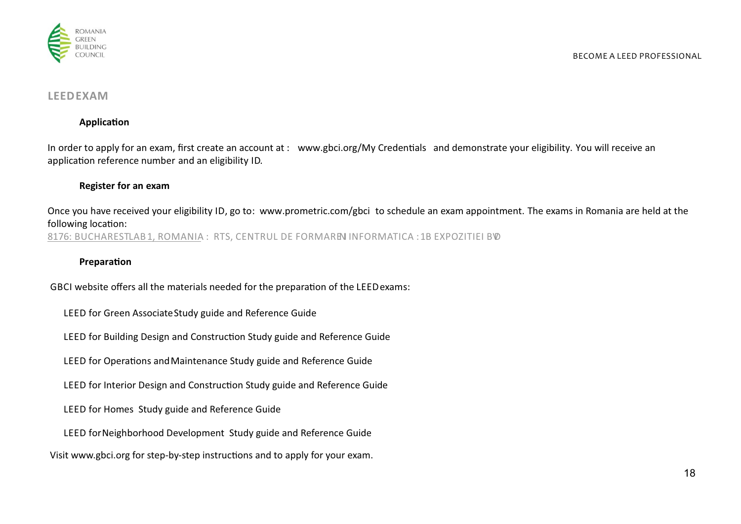## LEED EXAM

### Application

In order to apply for an exam, first create an account at : www.gbci.org/My Credentials and demonstrate your eligibility. You will receive an application reference number and an eligibility ID.

### Register for an exam

Once you have received your eligibility ID, go to: www.prometric.com/gbci to schedule an exam appointment. The exams in Romania are held at the following location:
8176: BUCHARESTLAB 1, ROMANIA : RTS, CENTRUL DE FORMARE IN INFORMATICA : 1B EXPOZITIEI BVD

### Preparation

GBCI website offers all the materials needed for the preparation of the LEED exams:

- LEED for Green Associate Study guide and Reference Guide
- LEED for Building Design and Construction Study guide and Reference Guide
- LEED for Operations and Maintenance Study guide and Reference Guide
- LEED for Interior Design and Construction Study guide and Reference Guide
- LEED for Homes Study guide and Reference Guide
- LEED for Neighborhood Development Study guide and Reference Guide

Visit www.gbci.org for step-by-step instructions and to apply for your exam.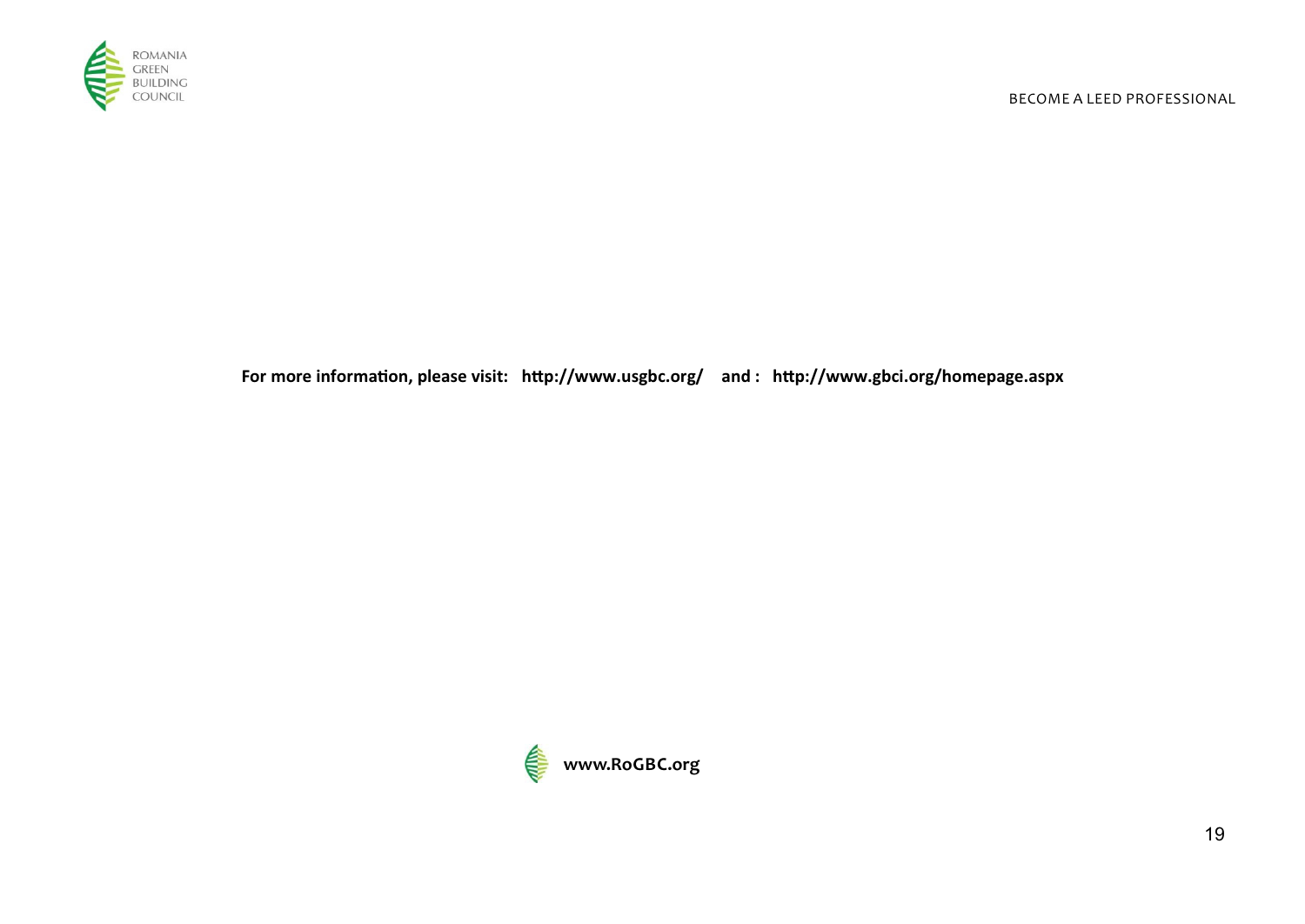**For more information, please visit: http://www.usgbc.org/ and : http://www.gbci.org/homepage.aspx**

**www.RoGBC.org**